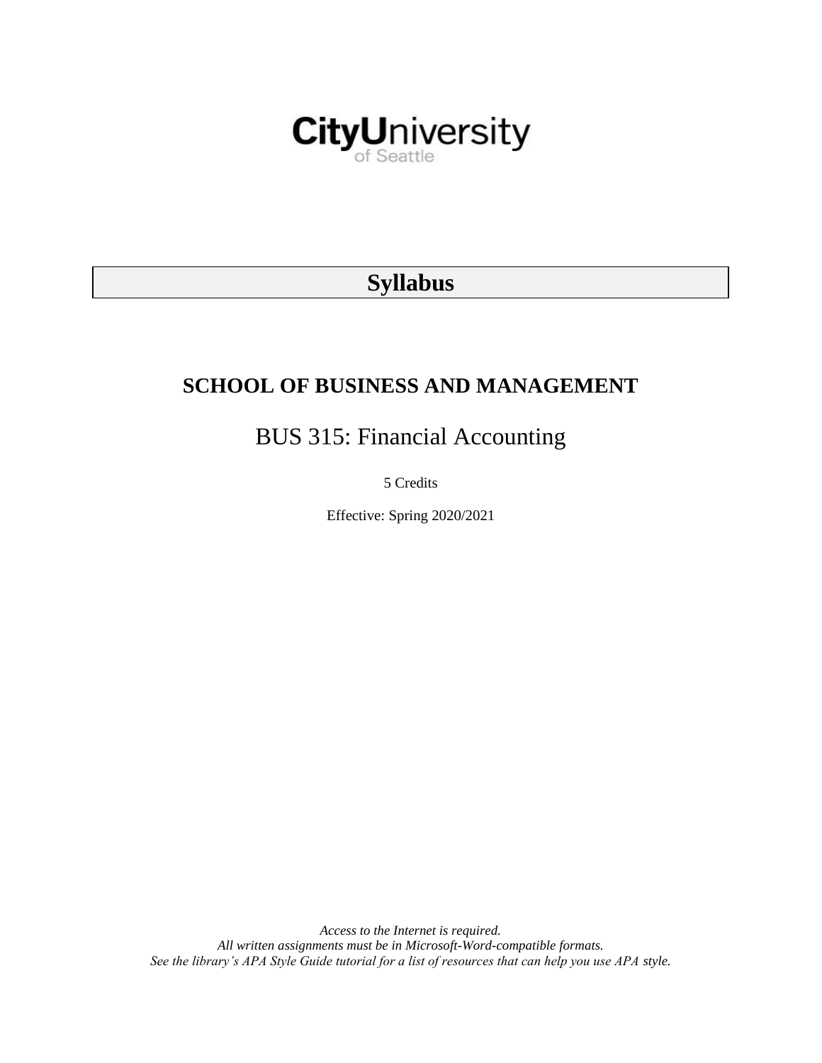CityUniversity of Seattle

# Syllabus

## SCHOOL OF BUSINESS AND MANAGEMENT

# BUS 315: Financial Accounting

5 Credits

Effective: Spring 2020/2021

*Access to the Internet is required.*
*All written assignments must be in Microsoft-Word-compatible formats.*
*See the library's APA Style Guide tutorial for a list of resources that can help you use APA style.*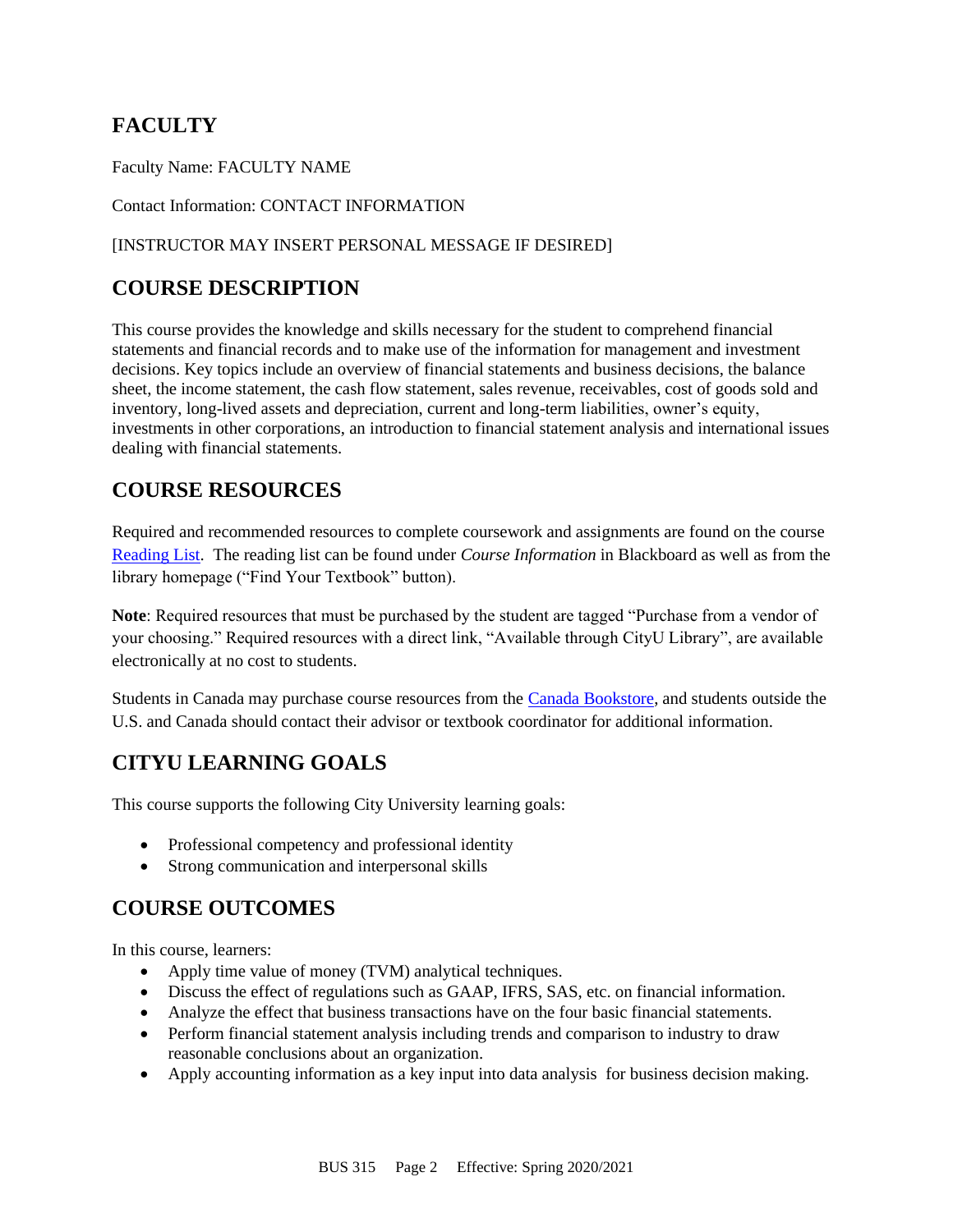## FACULTY

Faculty Name: FACULTY NAME

Contact Information: CONTACT INFORMATION

[INSTRUCTOR MAY INSERT PERSONAL MESSAGE IF DESIRED]

## COURSE DESCRIPTION

This course provides the knowledge and skills necessary for the student to comprehend financial statements and financial records and to make use of the information for management and investment decisions. Key topics include an overview of financial statements and business decisions, the balance sheet, the income statement, the cash flow statement, sales revenue, receivables, cost of goods sold and inventory, long-lived assets and depreciation, current and long-term liabilities, owner's equity, investments in other corporations, an introduction to financial statement analysis and international issues dealing with financial statements.

## COURSE RESOURCES

Required and recommended resources to complete coursework and assignments are found on the course Reading List. The reading list can be found under *Course Information* in Blackboard as well as from the library homepage ("Find Your Textbook" button).

**Note**: Required resources that must be purchased by the student are tagged "Purchase from a vendor of your choosing." Required resources with a direct link, "Available through CityU Library", are available electronically at no cost to students.

Students in Canada may purchase course resources from the Canada Bookstore, and students outside the U.S. and Canada should contact their advisor or textbook coordinator for additional information.

## CITYU LEARNING GOALS

This course supports the following City University learning goals:

- Professional competency and professional identity
- Strong communication and interpersonal skills

## COURSE OUTCOMES

In this course, learners:

- Apply time value of money (TVM) analytical techniques.
- Discuss the effect of regulations such as GAAP, IFRS, SAS, etc. on financial information.
- Analyze the effect that business transactions have on the four basic financial statements.
- Perform financial statement analysis including trends and comparison to industry to draw reasonable conclusions about an organization.
- Apply accounting information as a key input into data analysis for business decision making.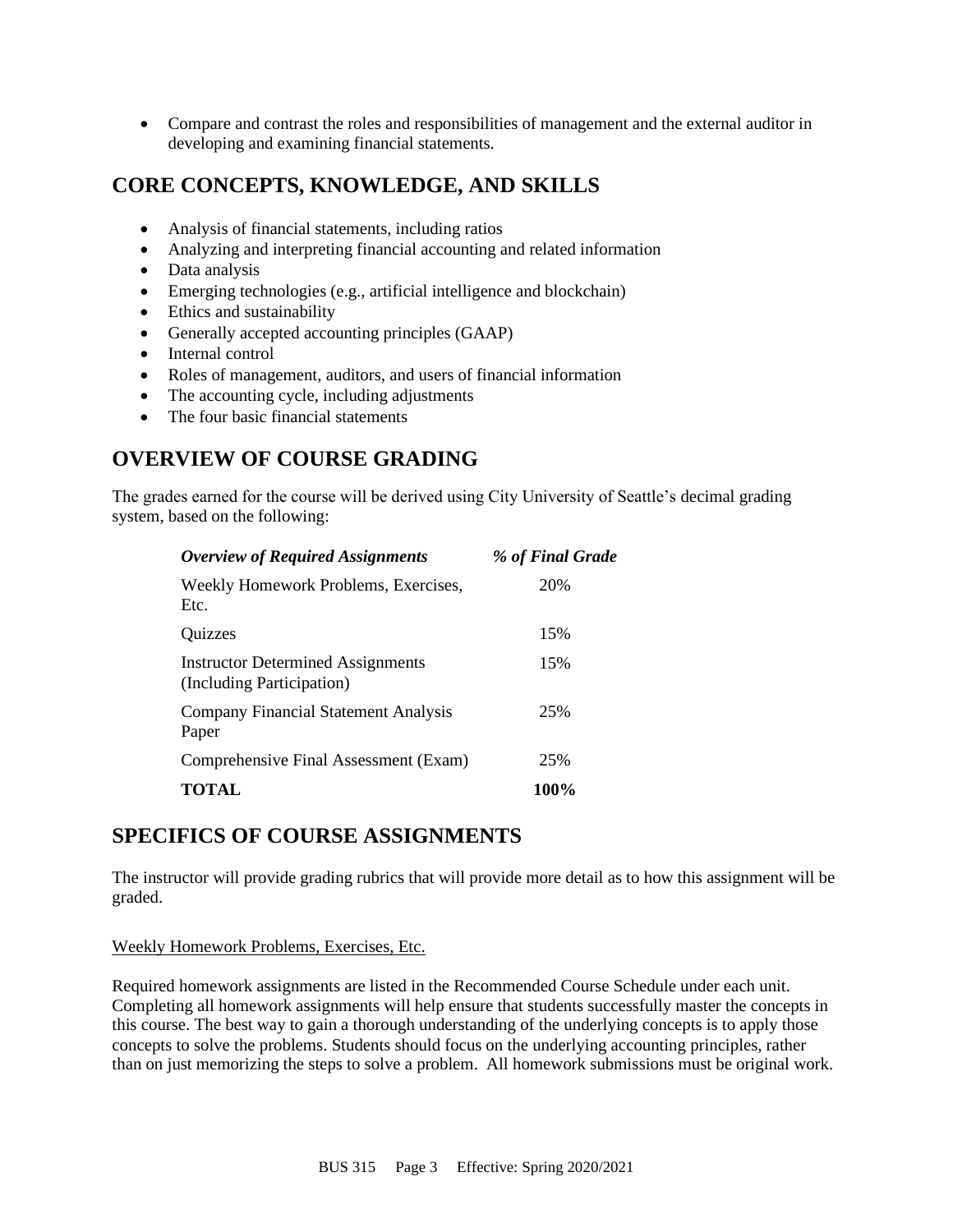- Compare and contrast the roles and responsibilities of management and the external auditor in developing and examining financial statements.

## CORE CONCEPTS, KNOWLEDGE, AND SKILLS

- Analysis of financial statements, including ratios
- Analyzing and interpreting financial accounting and related information
- Data analysis
- Emerging technologies (e.g., artificial intelligence and blockchain)
- Ethics and sustainability
- Generally accepted accounting principles (GAAP)
- Internal control
- Roles of management, auditors, and users of financial information
- The accounting cycle, including adjustments
- The four basic financial statements

## OVERVIEW OF COURSE GRADING

The grades earned for the course will be derived using City University of Seattle's decimal grading system, based on the following:

| *Overview of Required Assignments* | *% of Final Grade* |
| --- | --- |
| Weekly Homework Problems, Exercises, Etc. | 20% |
| Quizzes | 15% |
| Instructor Determined Assignments (Including Participation) | 15% |
| Company Financial Statement Analysis Paper | 25% |
| Comprehensive Final Assessment (Exam) | 25% |
| **TOTAL** | **100%** |

## SPECIFICS OF COURSE ASSIGNMENTS

The instructor will provide grading rubrics that will provide more detail as to how this assignment will be graded.

Weekly Homework Problems, Exercises, Etc.

Required homework assignments are listed in the Recommended Course Schedule under each unit. Completing all homework assignments will help ensure that students successfully master the concepts in this course. The best way to gain a thorough understanding of the underlying concepts is to apply those concepts to solve the problems. Students should focus on the underlying accounting principles, rather than on just memorizing the steps to solve a problem. All homework submissions must be original work.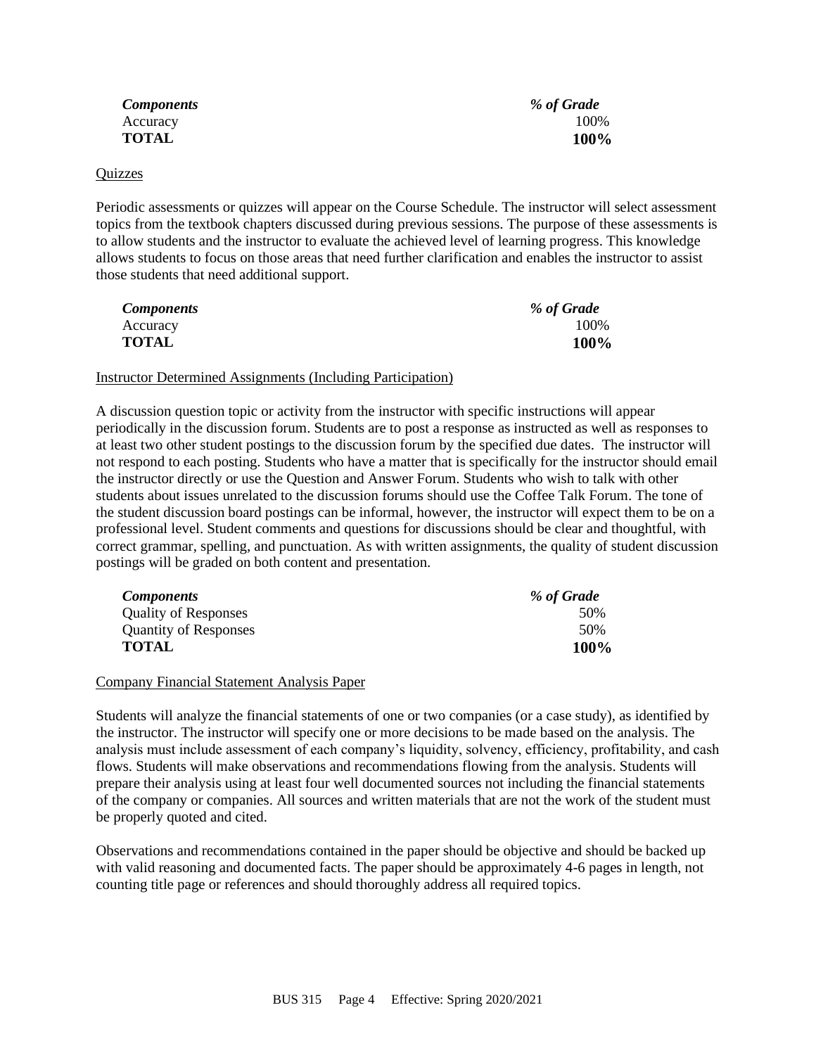| *Components* | *% of Grade* |
|---|---|
| Accuracy | 100% |
| **TOTAL** | **100%** |

<u>Quizzes</u>

Periodic assessments or quizzes will appear on the Course Schedule. The instructor will select assessment topics from the textbook chapters discussed during previous sessions. The purpose of these assessments is to allow students and the instructor to evaluate the achieved level of learning progress. This knowledge allows students to focus on those areas that need further clarification and enables the instructor to assist those students that need additional support.

| *Components* | *% of Grade* |
|---|---|
| Accuracy | 100% |
| **TOTAL** | **100%** |

<u>Instructor Determined Assignments (Including Participation)</u>

A discussion question topic or activity from the instructor with specific instructions will appear periodically in the discussion forum. Students are to post a response as instructed as well as responses to at least two other student postings to the discussion forum by the specified due dates. The instructor will not respond to each posting. Students who have a matter that is specifically for the instructor should email the instructor directly or use the Question and Answer Forum. Students who wish to talk with other students about issues unrelated to the discussion forums should use the Coffee Talk Forum. The tone of the student discussion board postings can be informal, however, the instructor will expect them to be on a professional level. Student comments and questions for discussions should be clear and thoughtful, with correct grammar, spelling, and punctuation. As with written assignments, the quality of student discussion postings will be graded on both content and presentation.

| *Components* | *% of Grade* |
|---|---|
| Quality of Responses | 50% |
| Quantity of Responses | 50% |
| **TOTAL** | **100%** |

<u>Company Financial Statement Analysis Paper</u>

Students will analyze the financial statements of one or two companies (or a case study), as identified by the instructor. The instructor will specify one or more decisions to be made based on the analysis. The analysis must include assessment of each company's liquidity, solvency, efficiency, profitability, and cash flows. Students will make observations and recommendations flowing from the analysis. Students will prepare their analysis using at least four well documented sources not including the financial statements of the company or companies. All sources and written materials that are not the work of the student must be properly quoted and cited.

Observations and recommendations contained in the paper should be objective and should be backed up with valid reasoning and documented facts. The paper should be approximately 4-6 pages in length, not counting title page or references and should thoroughly address all required topics.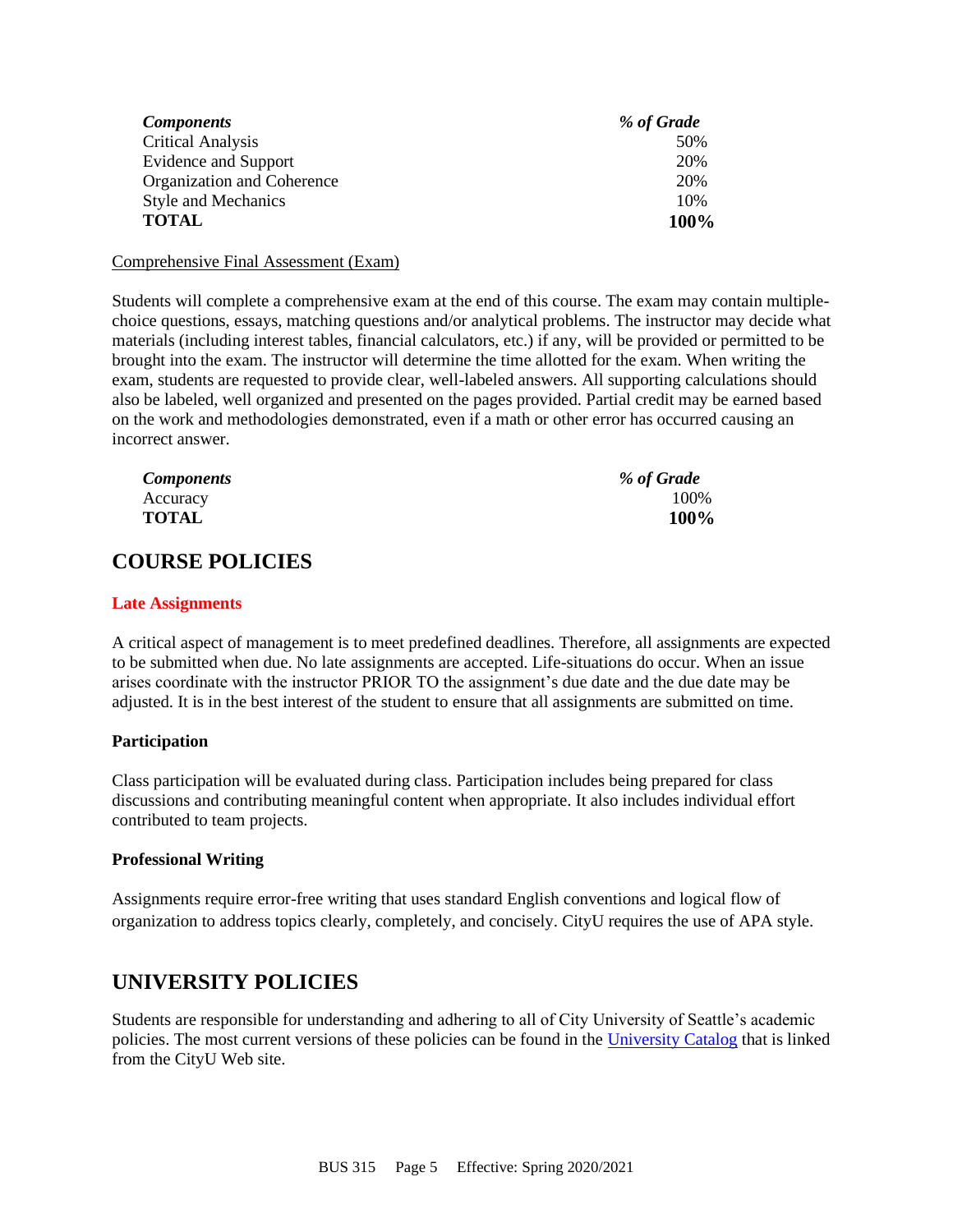| *Components* | *% of Grade* |
| --- | --- |
| Critical Analysis | 50% |
| Evidence and Support | 20% |
| Organization and Coherence | 20% |
| Style and Mechanics | 10% |
| **TOTAL** | **100%** |

Comprehensive Final Assessment (Exam)

Students will complete a comprehensive exam at the end of this course. The exam may contain multiple-choice questions, essays, matching questions and/or analytical problems. The instructor may decide what materials (including interest tables, financial calculators, etc.) if any, will be provided or permitted to be brought into the exam. The instructor will determine the time allotted for the exam. When writing the exam, students are requested to provide clear, well-labeled answers. All supporting calculations should also be labeled, well organized and presented on the pages provided. Partial credit may be earned based on the work and methodologies demonstrated, even if a math or other error has occurred causing an incorrect answer.

| *Components* | *% of Grade* |
| --- | --- |
| Accuracy | 100% |
| **TOTAL** | **100%** |

## COURSE POLICIES

### Late Assignments

A critical aspect of management is to meet predefined deadlines. Therefore, all assignments are expected to be submitted when due. No late assignments are accepted. Life-situations do occur. When an issue arises coordinate with the instructor PRIOR TO the assignment's due date and the due date may be adjusted. It is in the best interest of the student to ensure that all assignments are submitted on time.

### Participation

Class participation will be evaluated during class. Participation includes being prepared for class discussions and contributing meaningful content when appropriate. It also includes individual effort contributed to team projects.

### Professional Writing

Assignments require error-free writing that uses standard English conventions and logical flow of organization to address topics clearly, completely, and concisely. CityU requires the use of APA style.

## UNIVERSITY POLICIES

Students are responsible for understanding and adhering to all of City University of Seattle's academic policies. The most current versions of these policies can be found in the University Catalog that is linked from the CityU Web site.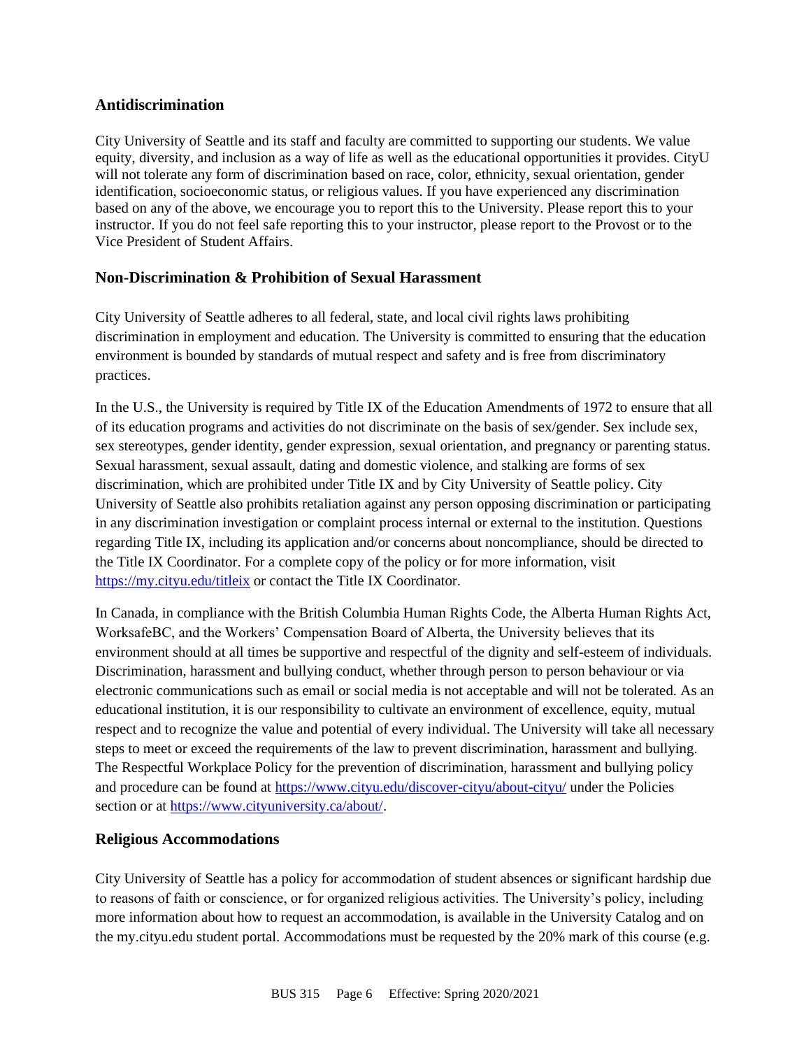### Antidiscrimination

City University of Seattle and its staff and faculty are committed to supporting our students. We value equity, diversity, and inclusion as a way of life as well as the educational opportunities it provides. CityU will not tolerate any form of discrimination based on race, color, ethnicity, sexual orientation, gender identification, socioeconomic status, or religious values. If you have experienced any discrimination based on any of the above, we encourage you to report this to the University. Please report this to your instructor. If you do not feel safe reporting this to your instructor, please report to the Provost or to the Vice President of Student Affairs.

### Non-Discrimination & Prohibition of Sexual Harassment

City University of Seattle adheres to all federal, state, and local civil rights laws prohibiting discrimination in employment and education. The University is committed to ensuring that the education environment is bounded by standards of mutual respect and safety and is free from discriminatory practices.

In the U.S., the University is required by Title IX of the Education Amendments of 1972 to ensure that all of its education programs and activities do not discriminate on the basis of sex/gender. Sex include sex, sex stereotypes, gender identity, gender expression, sexual orientation, and pregnancy or parenting status. Sexual harassment, sexual assault, dating and domestic violence, and stalking are forms of sex discrimination, which are prohibited under Title IX and by City University of Seattle policy. City University of Seattle also prohibits retaliation against any person opposing discrimination or participating in any discrimination investigation or complaint process internal or external to the institution. Questions regarding Title IX, including its application and/or concerns about noncompliance, should be directed to the Title IX Coordinator. For a complete copy of the policy or for more information, visit [https://my.cityu.edu/titleix](https://my.cityu.edu/titleix) or contact the Title IX Coordinator.

In Canada, in compliance with the British Columbia Human Rights Code, the Alberta Human Rights Act, WorksafeBC, and the Workers' Compensation Board of Alberta, the University believes that its environment should at all times be supportive and respectful of the dignity and self-esteem of individuals. Discrimination, harassment and bullying conduct, whether through person to person behaviour or via electronic communications such as email or social media is not acceptable and will not be tolerated. As an educational institution, it is our responsibility to cultivate an environment of excellence, equity, mutual respect and to recognize the value and potential of every individual. The University will take all necessary steps to meet or exceed the requirements of the law to prevent discrimination, harassment and bullying. The Respectful Workplace Policy for the prevention of discrimination, harassment and bullying policy and procedure can be found at [https://www.cityu.edu/discover-cityu/about-cityu/](https://www.cityu.edu/discover-cityu/about-cityu/) under the Policies section or at [https://www.cityuniversity.ca/about/](https://www.cityuniversity.ca/about/).

### Religious Accommodations

City University of Seattle has a policy for accommodation of student absences or significant hardship due to reasons of faith or conscience, or for organized religious activities. The University's policy, including more information about how to request an accommodation, is available in the University Catalog and on the my.cityu.edu student portal. Accommodations must be requested by the 20% mark of this course (e.g.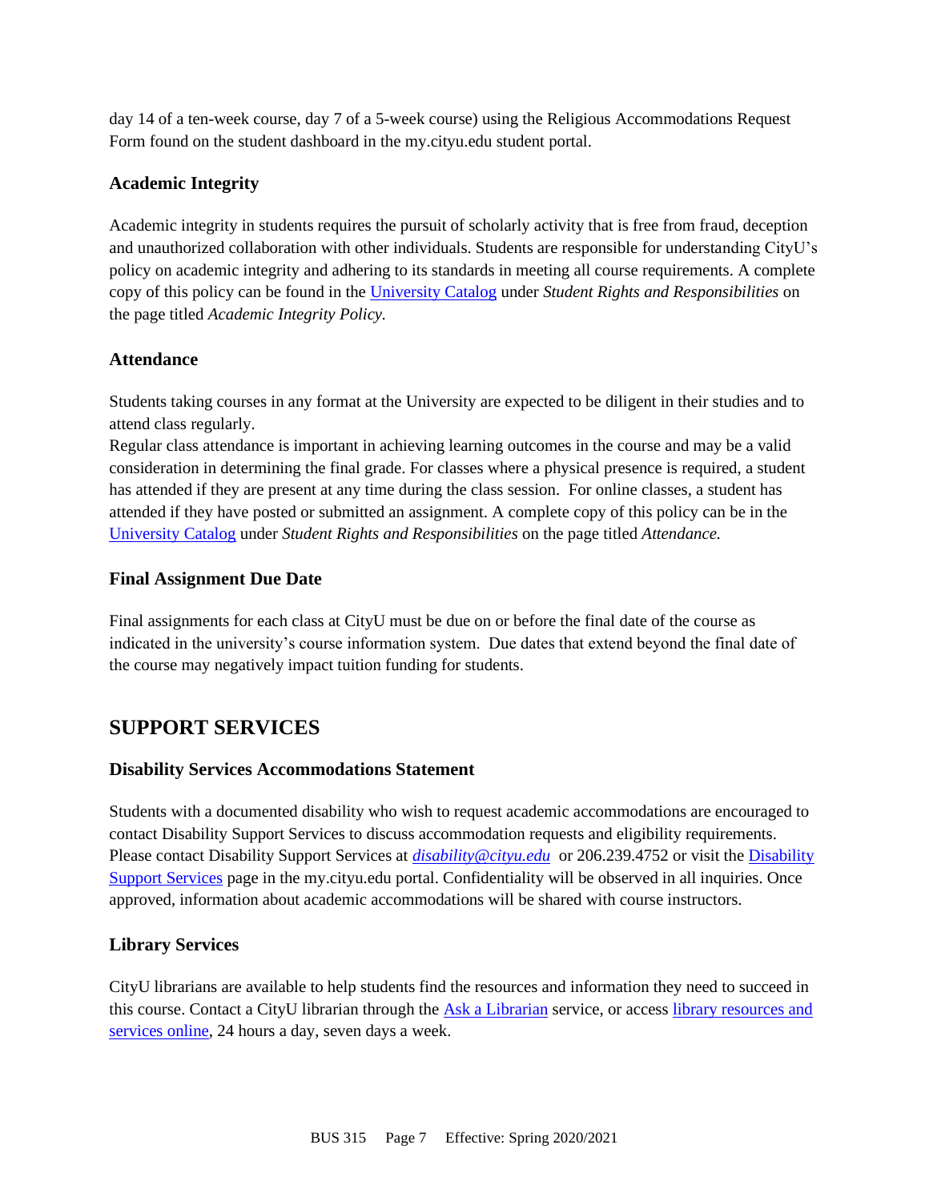day 14 of a ten-week course, day 7 of a 5-week course) using the Religious Accommodations Request Form found on the student dashboard in the my.cityu.edu student portal.

### Academic Integrity

Academic integrity in students requires the pursuit of scholarly activity that is free from fraud, deception and unauthorized collaboration with other individuals. Students are responsible for understanding CityU's policy on academic integrity and adhering to its standards in meeting all course requirements. A complete copy of this policy can be found in the [University Catalog]() under *Student Rights and Responsibilities* on the page titled *Academic Integrity Policy.*

### Attendance

Students taking courses in any format at the University are expected to be diligent in their studies and to attend class regularly.
Regular class attendance is important in achieving learning outcomes in the course and may be a valid consideration in determining the final grade. For classes where a physical presence is required, a student has attended if they are present at any time during the class session. For online classes, a student has attended if they have posted or submitted an assignment. A complete copy of this policy can be in the [University Catalog]() under *Student Rights and Responsibilities* on the page titled *Attendance.*

### Final Assignment Due Date

Final assignments for each class at CityU must be due on or before the final date of the course as indicated in the university's course information system. Due dates that extend beyond the final date of the course may negatively impact tuition funding for students.

## SUPPORT SERVICES

### Disability Services Accommodations Statement

Students with a documented disability who wish to request academic accommodations are encouraged to contact Disability Support Services to discuss accommodation requests and eligibility requirements. Please contact Disability Support Services at *disability@cityu.edu* or 206.239.4752 or visit the [Disability Support Services]() page in the my.cityu.edu portal. Confidentiality will be observed in all inquiries. Once approved, information about academic accommodations will be shared with course instructors.

### Library Services

CityU librarians are available to help students find the resources and information they need to succeed in this course. Contact a CityU librarian through the [Ask a Librarian]() service, or access [library resources and services online](), 24 hours a day, seven days a week.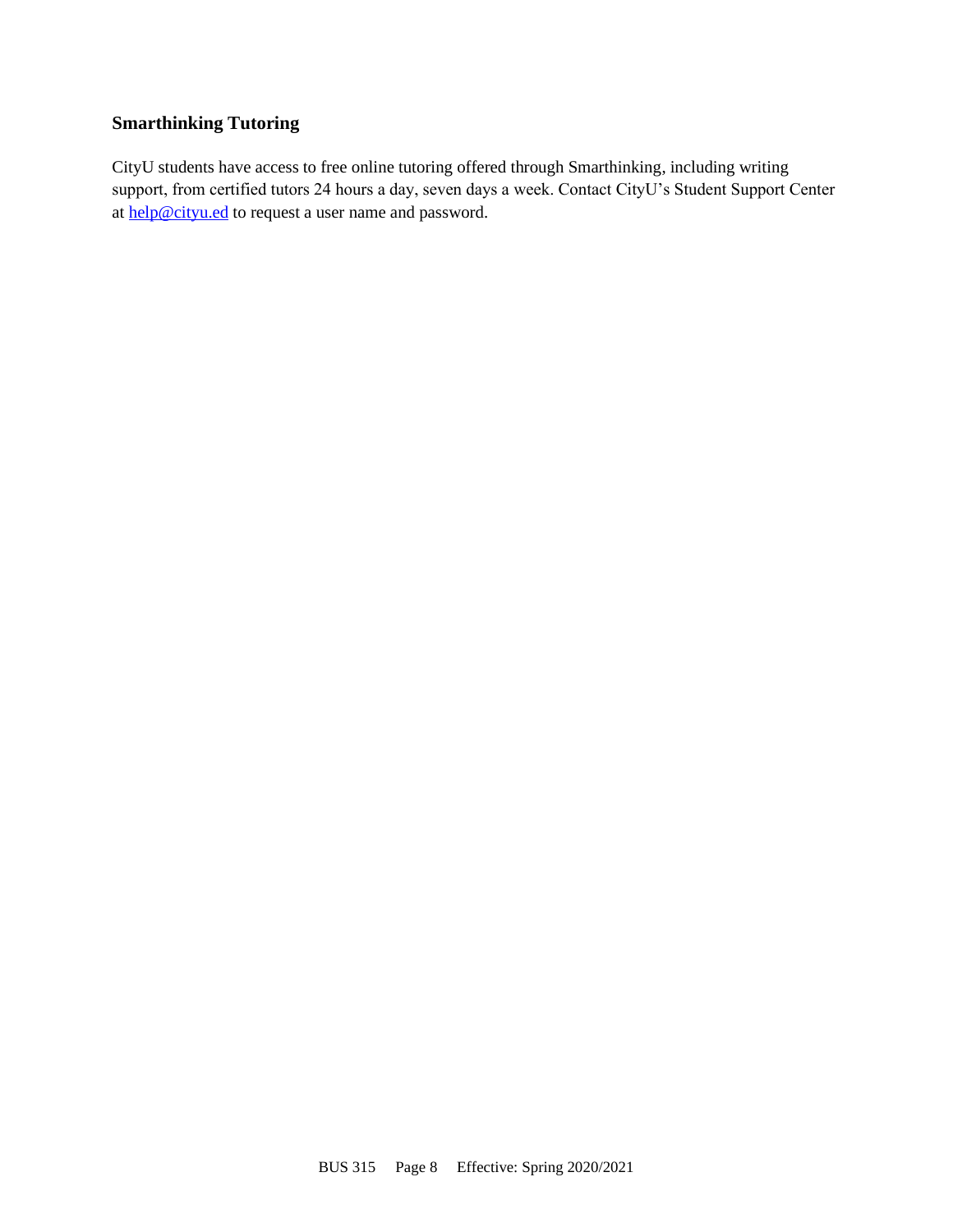### Smarthinking Tutoring

CityU students have access to free online tutoring offered through Smarthinking, including writing support, from certified tutors 24 hours a day, seven days a week. Contact CityU's Student Support Center at help@cityu.ed to request a user name and password.